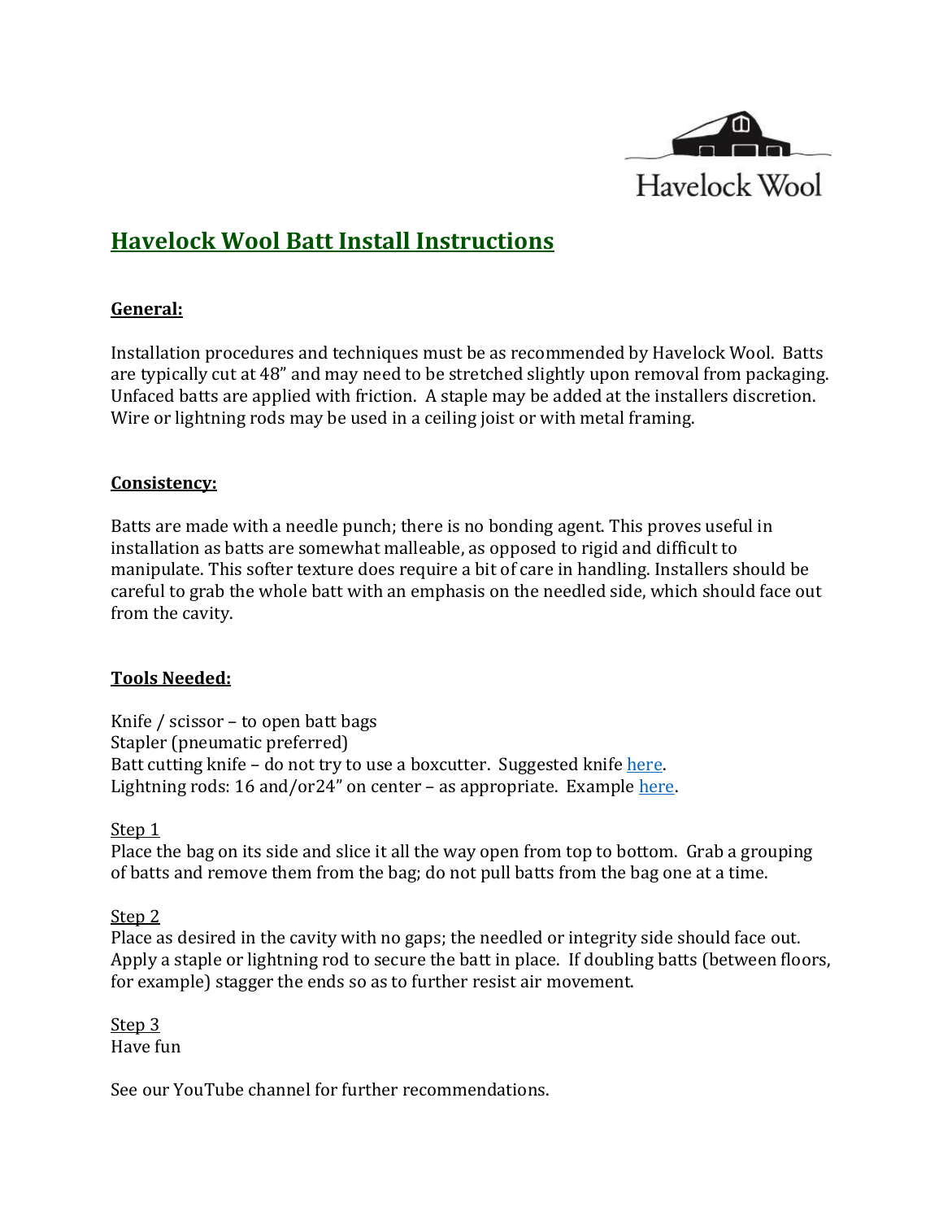Havelock Wool

# Havelock Wool Batt Install Instructions

## General:

Installation procedures and techniques must be as recommended by Havelock Wool. Batts are typically cut at 48" and may need to be stretched slightly upon removal from packaging. Unfaced batts are applied with friction. A staple may be added at the installers discretion. Wire or lightning rods may be used in a ceiling joist or with metal framing.

## Consistency:

Batts are made with a needle punch; there is no bonding agent. This proves useful in installation as batts are somewhat malleable, as opposed to rigid and difficult to manipulate. This softer texture does require a bit of care in handling. Installers should be careful to grab the whole batt with an emphasis on the needled side, which should face out from the cavity.

## Tools Needed:

Knife / scissor – to open batt bags
Stapler (pneumatic preferred)
Batt cutting knife – do not try to use a boxcutter. Suggested knife here.
Lightning rods: 16 and/or24" on center – as appropriate. Example here.

### Step 1

Place the bag on its side and slice it all the way open from top to bottom. Grab a grouping of batts and remove them from the bag; do not pull batts from the bag one at a time.

### Step 2

Place as desired in the cavity with no gaps; the needled or integrity side should face out. Apply a staple or lightning rod to secure the batt in place. If doubling batts (between floors, for example) stagger the ends so as to further resist air movement.

### Step 3

Have fun

See our YouTube channel for further recommendations.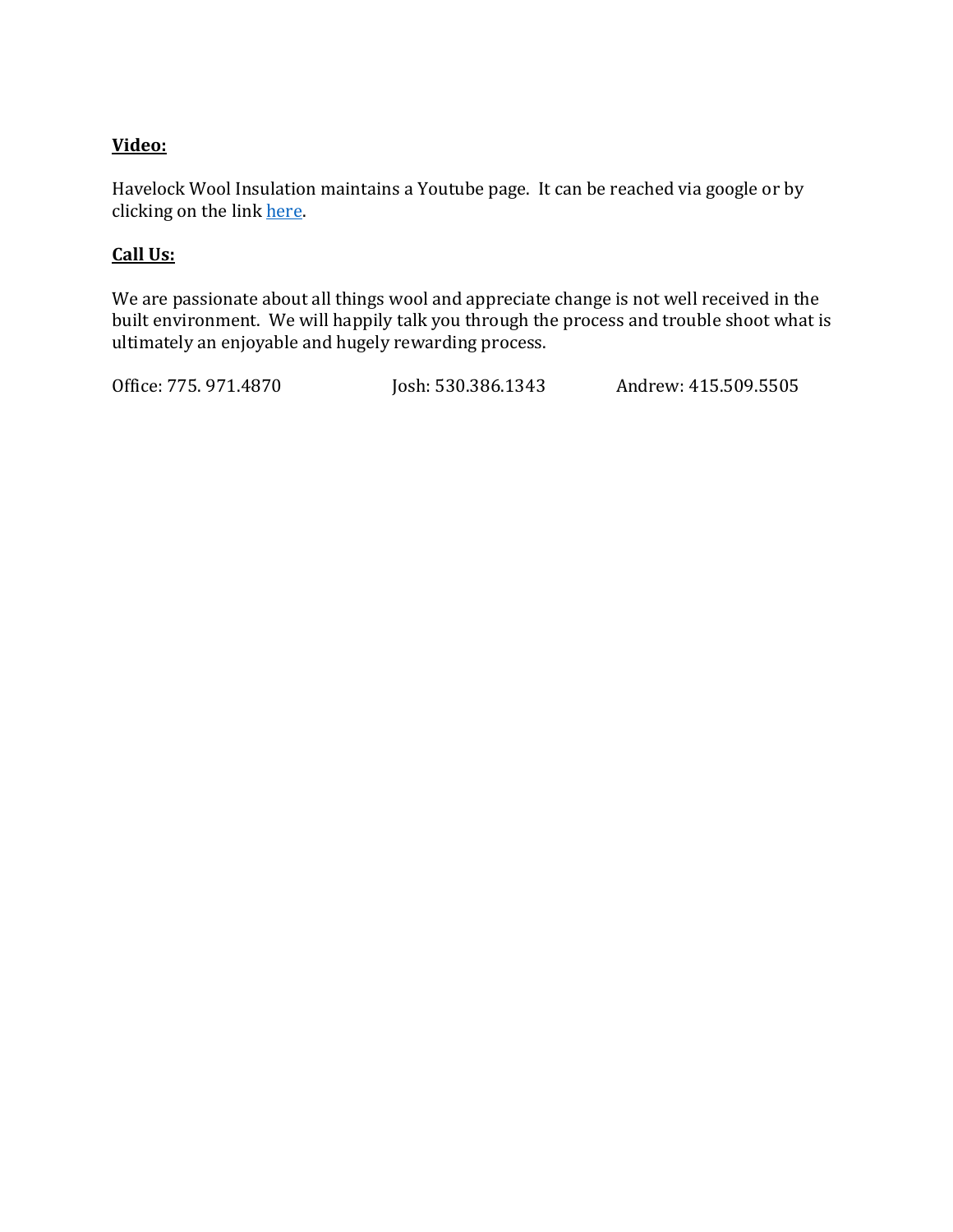**Video:**

Havelock Wool Insulation maintains a Youtube page. It can be reached via google or by clicking on the link here.

**Call Us:**

We are passionate about all things wool and appreciate change is not well received in the built environment. We will happily talk you through the process and trouble shoot what is ultimately an enjoyable and hugely rewarding process.

Office: 775. 971.4870 Josh: 530.386.1343 Andrew: 415.509.5505